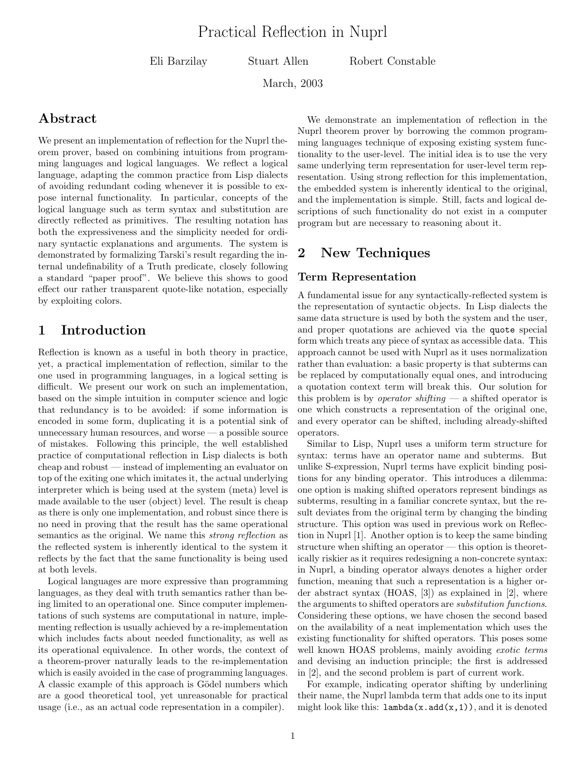# Practical Reflection in Nuprl

Eli Barzilay Stuart Allen Robert Constable

March, 2003

## Abstract

We present an implementation of reflection for the Nuprl theorem prover, based on combining intuitions from programming languages and logical languages. We reflect a logical language, adapting the common practice from Lisp dialects of avoiding redundant coding whenever it is possible to expose internal functionality. In particular, concepts of the logical language such as term syntax and substitution are directly reflected as primitives. The resulting notation has both the expressiveness and the simplicity needed for ordinary syntactic explanations and arguments. The system is demonstrated by formalizing Tarski's result regarding the internal undefinability of a Truth predicate, closely following a standard "paper proof". We believe this shows to good effect our rather transparent quote-like notation, especially by exploiting colors.

## 1 Introduction

Reflection is known as a useful in both theory in practice, yet, a practical implementation of reflection, similar to the one used in programming languages, in a logical setting is difficult. We present our work on such an implementation, based on the simple intuition in computer science and logic that redundancy is to be avoided: if some information is encoded in some form, duplicating it is a potential sink of unnecessary human resources, and worse — a possible source of mistakes. Following this principle, the well established practice of computational reflection in Lisp dialects is both cheap and robust — instead of implementing an evaluator on top of the exiting one which imitates it, the actual underlying interpreter which is being used at the system (meta) level is made available to the user (object) level. The result is cheap as there is only one implementation, and robust since there is no need in proving that the result has the same operational semantics as the original. We name this *strong reflection* as the reflected system is inherently identical to the system it reflects by the fact that the same functionality is being used at both levels.

Logical languages are more expressive than programming languages, as they deal with truth semantics rather than being limited to an operational one. Since computer implementations of such systems are computational in nature, implementing reflection is usually achieved by a re-implementation which includes facts about needed functionality, as well as its operational equivalence. In other words, the context of a theorem-prover naturally leads to the re-implementation which is easily avoided in the case of programming languages. A classic example of this approach is Gödel numbers which are a good theoretical tool, yet unreasonable for practical usage (i.e., as an actual code representation in a compiler).

We demonstrate an implementation of reflection in the Nuprl theorem prover by borrowing the common programming languages technique of exposing existing system functionality to the user-level. The initial idea is to use the very same underlying term representation for user-level term representation. Using strong reflection for this implementation, the embedded system is inherently identical to the original, and the implementation is simple. Still, facts and logical descriptions of such functionality do not exist in a computer program but are necessary to reasoning about it.

## 2 New Techniques

### Term Representation

A fundamental issue for any syntactically-reflected system is the representation of syntactic objects. In Lisp dialects the same data structure is used by both the system and the user, and proper quotations are achieved via the `quote` special form which treats any piece of syntax as accessible data. This approach cannot be used with Nuprl as it uses normalization rather than evaluation: a basic property is that subterms can be replaced by computationally equal ones, and introducing a quotation context term will break this. Our solution for this problem is by *operator shifting* — a shifted operator is one which constructs a representation of the original one, and every operator can be shifted, including already-shifted operators.

Similar to Lisp, Nuprl uses a uniform term structure for syntax: terms have an operator name and subterms. But unlike S-expression, Nuprl terms have explicit binding positions for any binding operator. This introduces a dilemma: one option is making shifted operators represent bindings as subterms, resulting in a familiar concrete syntax, but the result deviates from the original term by changing the binding structure. This option was used in previous work on Reflection in Nuprl [1]. Another option is to keep the same binding structure when shifting an operator — this option is theoretically riskier as it requires redesigning a non-concrete syntax: in Nuprl, a binding operator always denotes a higher order function, meaning that such a representation is a higher order abstract syntax (HOAS, [3]) as explained in [2], where the arguments to shifted operators are *substitution functions*. Considering these options, we have chosen the second based on the availability of a neat implementation which uses the existing functionality for shifted operators. This poses some well known HOAS problems, mainly avoiding *exotic terms* and devising an induction principle; the first is addressed in [2], and the second problem is part of current work.

For example, indicating operator shifting by underlining their name, the Nuprl lambda term that adds one to its input might look like this: `lambda(x.add(x,1))`, and it is denoted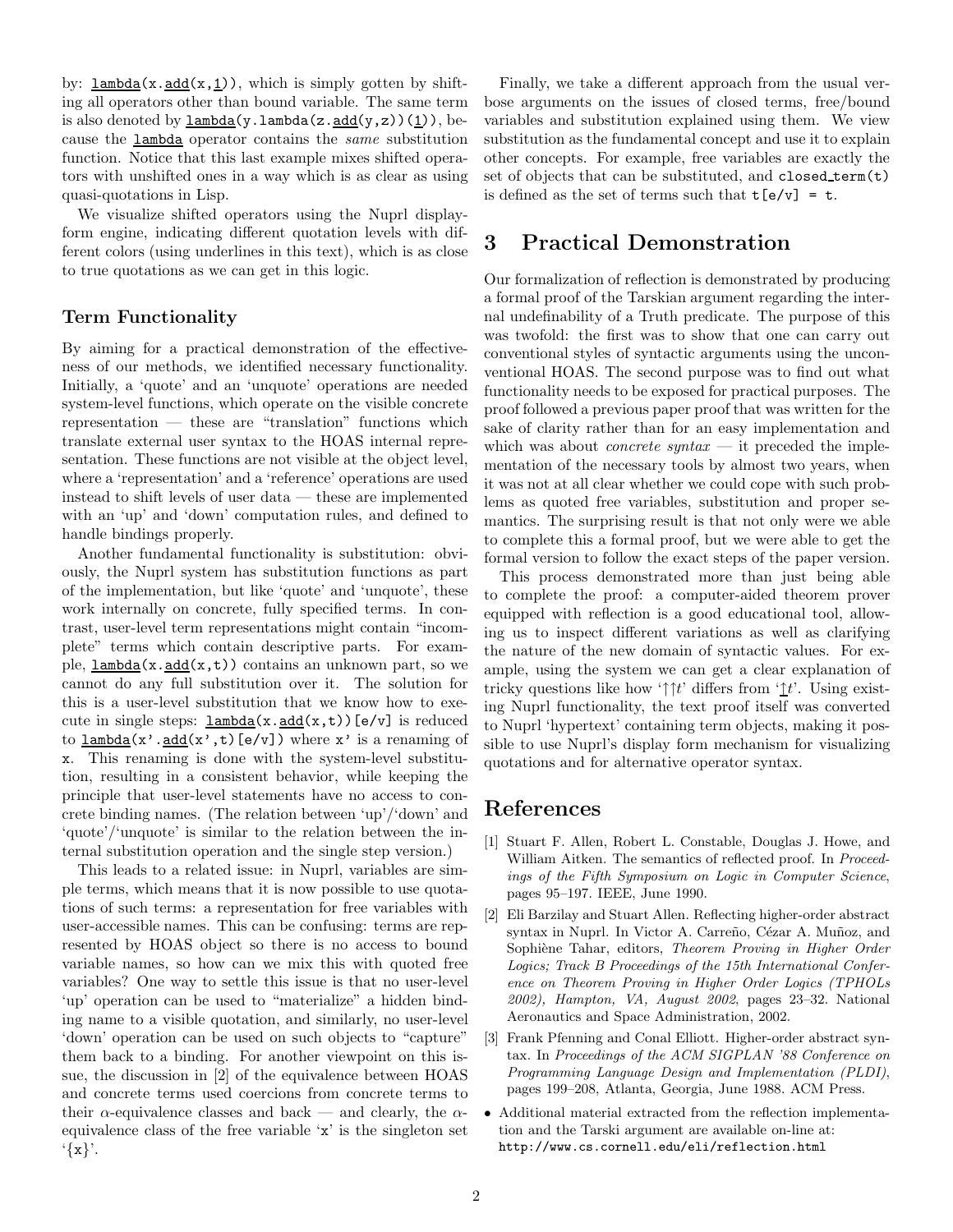by: lambda(x.add(x,1)), which is simply gotten by shifting all operators other than bound variable. The same term is also denoted by lambda(y.lambda(z.add(y,z))(1)), because the lambda operator contains the *same* substitution function. Notice that this last example mixes shifted operators with unshifted ones in a way which is as clear as using quasi-quotations in Lisp.

We visualize shifted operators using the Nuprl display-form engine, indicating different quotation levels with different colors (using underlines in this text), which is as close to true quotations as we can get in this logic.

### Term Functionality

By aiming for a practical demonstration of the effectiveness of our methods, we identified necessary functionality. Initially, a 'quote' and an 'unquote' operations are needed system-level functions, which operate on the visible concrete representation — these are "translation" functions which translate external user syntax to the HOAS internal representation. These functions are not visible at the object level, where a 'representation' and a 'reference' operations are used instead to shift levels of user data — these are implemented with an 'up' and 'down' computation rules, and defined to handle bindings properly.

Another fundamental functionality is substitution: obviously, the Nuprl system has substitution functions as part of the implementation, but like 'quote' and 'unquote', these work internally on concrete, fully specified terms. In contrast, user-level term representations might contain "incomplete" terms which contain descriptive parts. For example, lambda(x.add(x,t)) contains an unknown part, so we cannot do any full substitution over it. The solution for this is a user-level substitution that we know how to execute in single steps: lambda(x.add(x,t))[e/v] is reduced to lambda(x'.add(x',t)[e/v]) where x' is a renaming of x. This renaming is done with the system-level substitution, resulting in a consistent behavior, while keeping the principle that user-level statements have no access to concrete binding names. (The relation between 'up'/'down' and 'quote'/'unquote' is similar to the relation between the internal substitution operation and the single step version.)

This leads to a related issue: in Nuprl, variables are simple terms, which means that it is now possible to use quotations of such terms: a representation for free variables with user-accessible names. This can be confusing: terms are represented by HOAS object so there is no access to bound variable names, so how can we mix this with quoted free variables? One way to settle this issue is that no user-level 'up' operation can be used to "materialize" a hidden binding name to a visible quotation, and similarly, no user-level 'down' operation can be used on such objects to "capture" them back to a binding. For another viewpoint on this issue, the discussion in [2] of the equivalence between HOAS and concrete terms used coercions from concrete terms to their $\alpha$-equivalence classes and back — and clearly, the $\alpha$-equivalence class of the free variable 'x' is the singleton set '{x}'.

Finally, we take a different approach from the usual verbose arguments on the issues of closed terms, free/bound variables and substitution explained using them. We view substitution as the fundamental concept and use it to explain other concepts. For example, free variables are exactly the set of objects that can be substituted, and `closed_term(t)` is defined as the set of terms such that `t[e/v] = t`.

## 3 Practical Demonstration

Our formalization of reflection is demonstrated by producing a formal proof of the Tarskian argument regarding the internal undefinability of a Truth predicate. The purpose of this was twofold: the first was to show that one can carry out conventional styles of syntactic arguments using the unconventional HOAS. The second purpose was to find out what functionality needs to be exposed for practical purposes. The proof followed a previous paper proof that was written for the sake of clarity rather than for an easy implementation and which was about *concrete syntax* — it preceded the implementation of the necessary tools by almost two years, when it was not at all clear whether we could cope with such problems as quoted free variables, substitution and proper semantics. The surprising result is that not only were we able to complete this a formal proof, but we were able to get the formal version to follow the exact steps of the paper version.

This process demonstrated more than just being able to complete the proof: a computer-aided theorem prover equipped with reflection is a good educational tool, allowing us to inspect different variations as well as clarifying the nature of the new domain of syntactic values. For example, using the system we can get a clear explanation of tricky questions like how '$\uparrow\uparrow t$' differs from '$\underline{\uparrow} t$'. Using existing Nuprl functionality, the text proof itself was converted to Nuprl 'hypertext' containing term objects, making it possible to use Nuprl's display form mechanism for visualizing quotations and for alternative operator syntax.

## References

[1] Stuart F. Allen, Robert L. Constable, Douglas J. Howe, and William Aitken. The semantics of reflected proof. In *Proceedings of the Fifth Symposium on Logic in Computer Science*, pages 95–197. IEEE, June 1990.

[2] Eli Barzilay and Stuart Allen. Reflecting higher-order abstract syntax in Nuprl. In Victor A. Carreño, Cézar A. Muñoz, and Sophiène Tahar, editors, *Theorem Proving in Higher Order Logics; Track B Proceedings of the 15th International Conference on Theorem Proving in Higher Order Logics (TPHOLs 2002), Hampton, VA, August 2002*, pages 23–32. National Aeronautics and Space Administration, 2002.

[3] Frank Pfenning and Conal Elliott. Higher-order abstract syntax. In *Proceedings of the ACM SIGPLAN '88 Conference on Programming Language Design and Implementation (PLDI)*, pages 199–208, Atlanta, Georgia, June 1988. ACM Press.

- Additional material extracted from the reflection implementation and the Tarski argument are available on-line at: `http://www.cs.cornell.edu/eli/reflection.html`